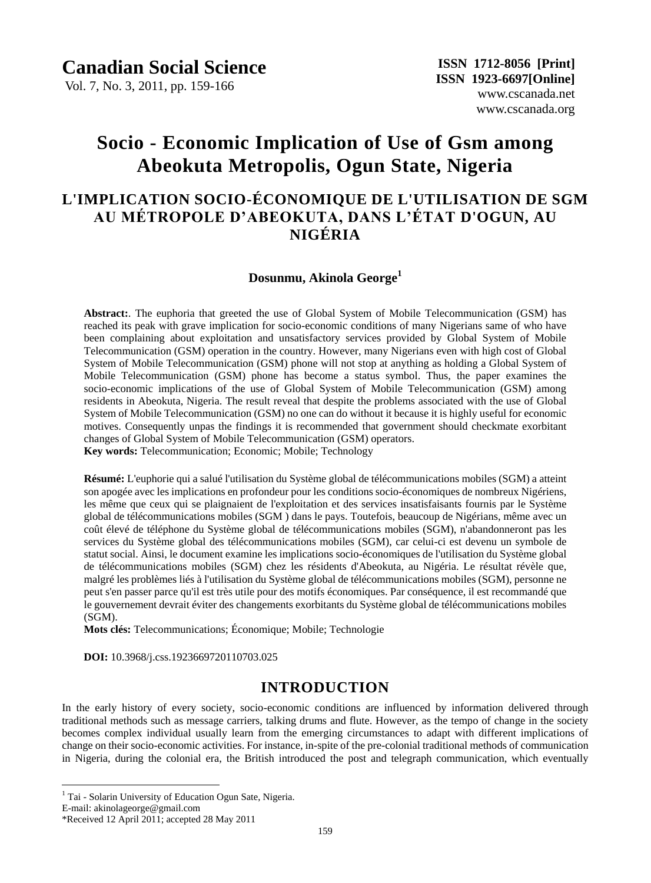# Socio - Economic Implication of Use of Gsm among Abeokuta Metropolis, Ogun State, Nigeria

## L'IMPLICATION SOCIO-ÉCONOMIQUE DE L'UTILISATION DE SGM AU MÉTROPOLE D'ABEOKUTA, DANS L'ÉTAT D'OGUN, AU NIGÉRIA

**Dosunmu, Akinola George**[1]

**Abstract:**. The euphoria that greeted the use of Global System of Mobile Telecommunication (GSM) has reached its peak with grave implication for socio-economic conditions of many Nigerians same of who have been complaining about exploitation and unsatisfactory services provided by Global System of Mobile Telecommunication (GSM) operation in the country. However, many Nigerians even with high cost of Global System of Mobile Telecommunication (GSM) phone will not stop at anything as holding a Global System of Mobile Telecommunication (GSM) phone has become a status symbol. Thus, the paper examines the socio-economic implications of the use of Global System of Mobile Telecommunication (GSM) among residents in Abeokuta, Nigeria. The result reveal that despite the problems associated with the use of Global System of Mobile Telecommunication (GSM) no one can do without it because it is highly useful for economic motives. Consequently unpas the findings it is recommended that government should checkmate exorbitant changes of Global System of Mobile Telecommunication (GSM) operators.

**Key words:** Telecommunication; Economic; Mobile; Technology

**Résumé:** L'euphorie qui a salué l'utilisation du Système global de télécommunications mobiles (SGM) a atteint son apogée avec les implications en profondeur pour les conditions socio-économiques de nombreux Nigériens, les même que ceux qui se plaignaient de l'exploitation et des services insatisfaisants fournis par le Système global de télécommunications mobiles (SGM ) dans le pays. Toutefois, beaucoup de Nigérians, même avec un coût élevé de téléphone du Système global de télécommunications mobiles (SGM), n'abandonneront pas les services du Système global des télécommunications mobiles (SGM), car celui-ci est devenu un symbole de statut social. Ainsi, le document examine les implications socio-économiques de l'utilisation du Système global de télécommunications mobiles (SGM) chez les résidents d'Abeokuta, au Nigéria. Le résultat révèle que, malgré les problèmes liés à l'utilisation du Système global de télécommunications mobiles (SGM), personne ne peut s'en passer parce qu'il est très utile pour des motifs économiques. Par conséquence, il est recommandé que le gouvernement devrait éviter des changements exorbitants du Système global de télécommunications mobiles (SGM).

**Mots clés:** Telecommunications; Économique; Mobile; Technologie

**DOI:** 10.3968/j.css.1923669720110703.025

## INTRODUCTION

In the early history of every society, socio-economic conditions are influenced by information delivered through traditional methods such as message carriers, talking drums and flute. However, as the tempo of change in the society becomes complex individual usually learn from the emerging circumstances to adapt with different implications of change on their socio-economic activities. For instance, in-spite of the pre-colonial traditional methods of communication in Nigeria, during the colonial era, the British introduced the post and telegraph communication, which eventually

[1] Tai - Solarin University of Education Ogun Sate, Nigeria.
E-mail: akinolageorge@gmail.com
*Received 12 April 2011; accepted 28 May 2011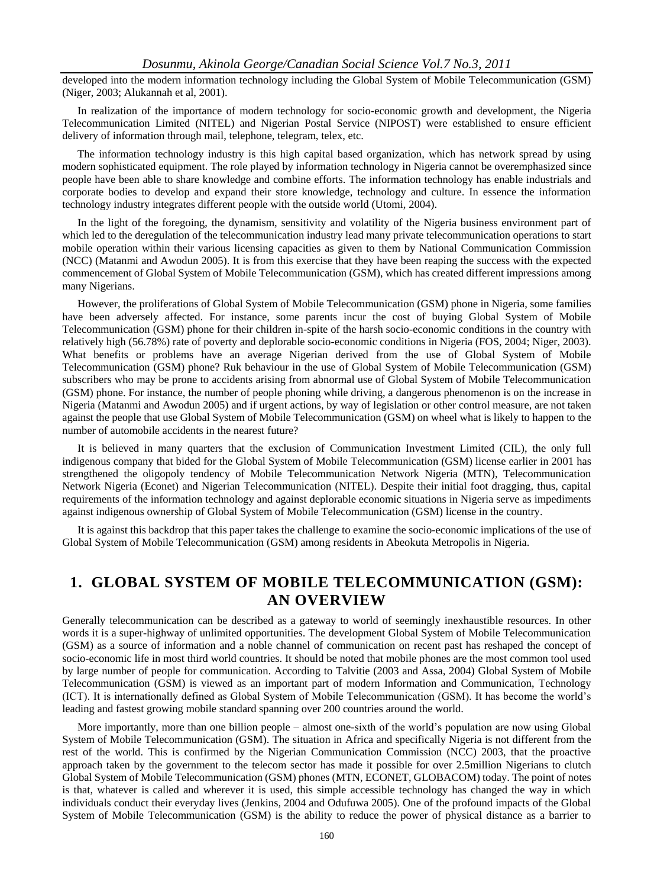developed into the modern information technology including the Global System of Mobile Telecommunication (GSM) (Niger, 2003; Alukannah et al, 2001).

In realization of the importance of modern technology for socio-economic growth and development, the Nigeria Telecommunication Limited (NITEL) and Nigerian Postal Service (NIPOST) were established to ensure efficient delivery of information through mail, telephone, telegram, telex, etc.

The information technology industry is this high capital based organization, which has network spread by using modern sophisticated equipment. The role played by information technology in Nigeria cannot be overemphasized since people have been able to share knowledge and combine efforts. The information technology has enable industrials and corporate bodies to develop and expand their store knowledge, technology and culture. In essence the information technology industry integrates different people with the outside world (Utomi, 2004).

In the light of the foregoing, the dynamism, sensitivity and volatility of the Nigeria business environment part of which led to the deregulation of the telecommunication industry lead many private telecommunication operations to start mobile operation within their various licensing capacities as given to them by National Communication Commission (NCC) (Matanmi and Awodun 2005). It is from this exercise that they have been reaping the success with the expected commencement of Global System of Mobile Telecommunication (GSM), which has created different impressions among many Nigerians.

However, the proliferations of Global System of Mobile Telecommunication (GSM) phone in Nigeria, some families have been adversely affected. For instance, some parents incur the cost of buying Global System of Mobile Telecommunication (GSM) phone for their children in-spite of the harsh socio-economic conditions in the country with relatively high (56.78%) rate of poverty and deplorable socio-economic conditions in Nigeria (FOS, 2004; Niger, 2003). What benefits or problems have an average Nigerian derived from the use of Global System of Mobile Telecommunication (GSM) phone? Ruk behaviour in the use of Global System of Mobile Telecommunication (GSM) subscribers who may be prone to accidents arising from abnormal use of Global System of Mobile Telecommunication (GSM) phone. For instance, the number of people phoning while driving, a dangerous phenomenon is on the increase in Nigeria (Matanmi and Awodun 2005) and if urgent actions, by way of legislation or other control measure, are not taken against the people that use Global System of Mobile Telecommunication (GSM) on wheel what is likely to happen to the number of automobile accidents in the nearest future?

It is believed in many quarters that the exclusion of Communication Investment Limited (CIL), the only full indigenous company that bided for the Global System of Mobile Telecommunication (GSM) license earlier in 2001 has strengthened the oligopoly tendency of Mobile Telecommunication Network Nigeria (MTN), Telecommunication Network Nigeria (Econet) and Nigerian Telecommunication (NITEL). Despite their initial foot dragging, thus, capital requirements of the information technology and against deplorable economic situations in Nigeria serve as impediments against indigenous ownership of Global System of Mobile Telecommunication (GSM) license in the country.

It is against this backdrop that this paper takes the challenge to examine the socio-economic implications of the use of Global System of Mobile Telecommunication (GSM) among residents in Abeokuta Metropolis in Nigeria.

## 1. GLOBAL SYSTEM OF MOBILE TELECOMMUNICATION (GSM): AN OVERVIEW

Generally telecommunication can be described as a gateway to world of seemingly inexhaustible resources. In other words it is a super-highway of unlimited opportunities. The development Global System of Mobile Telecommunication (GSM) as a source of information and a noble channel of communication on recent past has reshaped the concept of socio-economic life in most third world countries. It should be noted that mobile phones are the most common tool used by large number of people for communication. According to Talvitie (2003 and Assa, 2004) Global System of Mobile Telecommunication (GSM) is viewed as an important part of modern Information and Communication, Technology (ICT). It is internationally defined as Global System of Mobile Telecommunication (GSM). It has become the world's leading and fastest growing mobile standard spanning over 200 countries around the world.

More importantly, more than one billion people – almost one-sixth of the world's population are now using Global System of Mobile Telecommunication (GSM). The situation in Africa and specifically Nigeria is not different from the rest of the world. This is confirmed by the Nigerian Communication Commission (NCC) 2003, that the proactive approach taken by the government to the telecom sector has made it possible for over 2.5million Nigerians to clutch Global System of Mobile Telecommunication (GSM) phones (MTN, ECONET, GLOBACOM) today. The point of notes is that, whatever is called and wherever it is used, this simple accessible technology has changed the way in which individuals conduct their everyday lives (Jenkins, 2004 and Odufuwa 2005). One of the profound impacts of the Global System of Mobile Telecommunication (GSM) is the ability to reduce the power of physical distance as a barrier to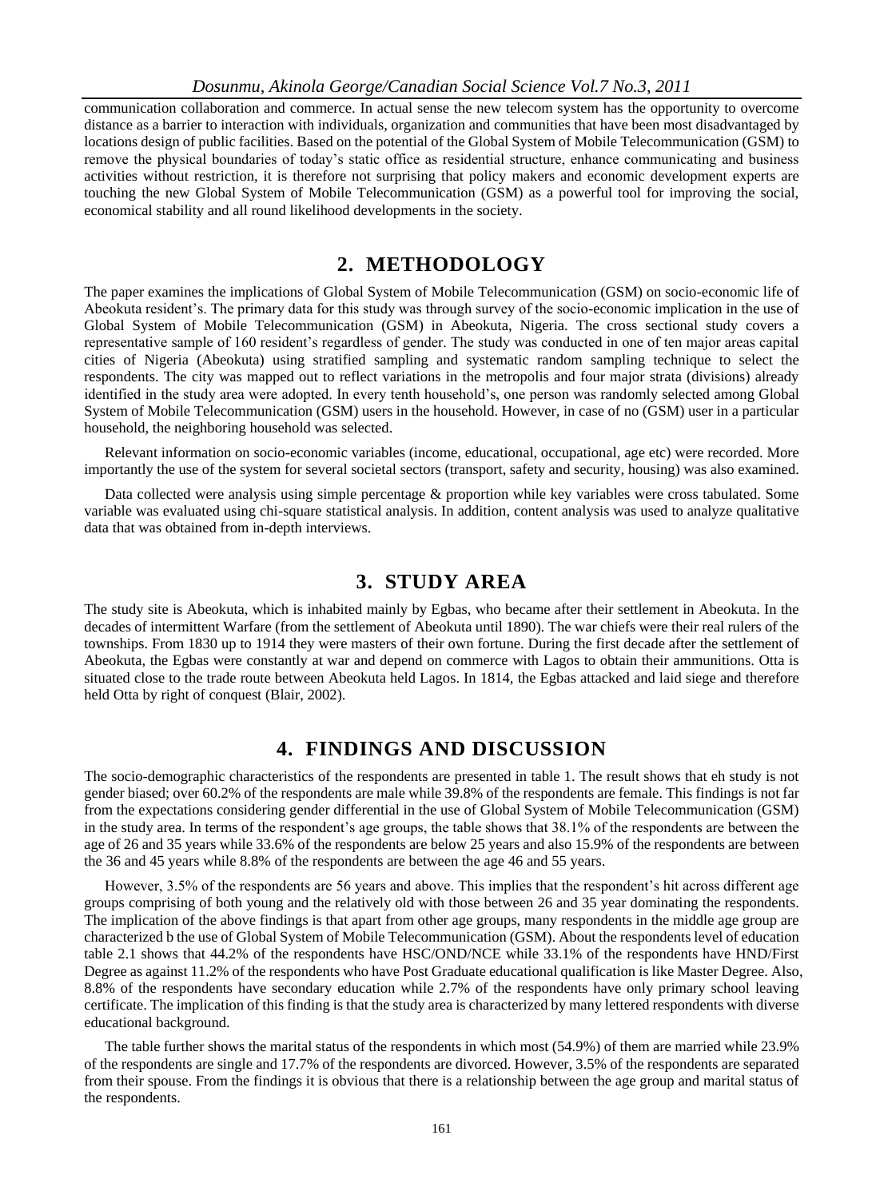communication collaboration and commerce. In actual sense the new telecom system has the opportunity to overcome distance as a barrier to interaction with individuals, organization and communities that have been most disadvantaged by locations design of public facilities. Based on the potential of the Global System of Mobile Telecommunication (GSM) to remove the physical boundaries of today's static office as residential structure, enhance communicating and business activities without restriction, it is therefore not surprising that policy makers and economic development experts are touching the new Global System of Mobile Telecommunication (GSM) as a powerful tool for improving the social, economical stability and all round likelihood developments in the society.

## 2. METHODOLOGY

The paper examines the implications of Global System of Mobile Telecommunication (GSM) on socio-economic life of Abeokuta resident's. The primary data for this study was through survey of the socio-economic implication in the use of Global System of Mobile Telecommunication (GSM) in Abeokuta, Nigeria. The cross sectional study covers a representative sample of 160 resident's regardless of gender. The study was conducted in one of ten major areas capital cities of Nigeria (Abeokuta) using stratified sampling and systematic random sampling technique to select the respondents. The city was mapped out to reflect variations in the metropolis and four major strata (divisions) already identified in the study area were adopted. In every tenth household's, one person was randomly selected among Global System of Mobile Telecommunication (GSM) users in the household. However, in case of no (GSM) user in a particular household, the neighboring household was selected.

Relevant information on socio-economic variables (income, educational, occupational, age etc) were recorded. More importantly the use of the system for several societal sectors (transport, safety and security, housing) was also examined.

Data collected were analysis using simple percentage & proportion while key variables were cross tabulated. Some variable was evaluated using chi-square statistical analysis. In addition, content analysis was used to analyze qualitative data that was obtained from in-depth interviews.

## 3. STUDY AREA

The study site is Abeokuta, which is inhabited mainly by Egbas, who became after their settlement in Abeokuta. In the decades of intermittent Warfare (from the settlement of Abeokuta until 1890). The war chiefs were their real rulers of the townships. From 1830 up to 1914 they were masters of their own fortune. During the first decade after the settlement of Abeokuta, the Egbas were constantly at war and depend on commerce with Lagos to obtain their ammunitions. Otta is situated close to the trade route between Abeokuta held Lagos. In 1814, the Egbas attacked and laid siege and therefore held Otta by right of conquest (Blair, 2002).

## 4. FINDINGS AND DISCUSSION

The socio-demographic characteristics of the respondents are presented in table 1. The result shows that eh study is not gender biased; over 60.2% of the respondents are male while 39.8% of the respondents are female. This findings is not far from the expectations considering gender differential in the use of Global System of Mobile Telecommunication (GSM) in the study area. In terms of the respondent's age groups, the table shows that 38.1% of the respondents are between the age of 26 and 35 years while 33.6% of the respondents are below 25 years and also 15.9% of the respondents are between the 36 and 45 years while 8.8% of the respondents are between the age 46 and 55 years.

However, 3.5% of the respondents are 56 years and above. This implies that the respondent's hit across different age groups comprising of both young and the relatively old with those between 26 and 35 year dominating the respondents. The implication of the above findings is that apart from other age groups, many respondents in the middle age group are characterized b the use of Global System of Mobile Telecommunication (GSM). About the respondents level of education table 2.1 shows that 44.2% of the respondents have HSC/OND/NCE while 33.1% of the respondents have HND/First Degree as against 11.2% of the respondents who have Post Graduate educational qualification is like Master Degree. Also, 8.8% of the respondents have secondary education while 2.7% of the respondents have only primary school leaving certificate. The implication of this finding is that the study area is characterized by many lettered respondents with diverse educational background.

The table further shows the marital status of the respondents in which most (54.9%) of them are married while 23.9% of the respondents are single and 17.7% of the respondents are divorced. However, 3.5% of the respondents are separated from their spouse. From the findings it is obvious that there is a relationship between the age group and marital status of the respondents.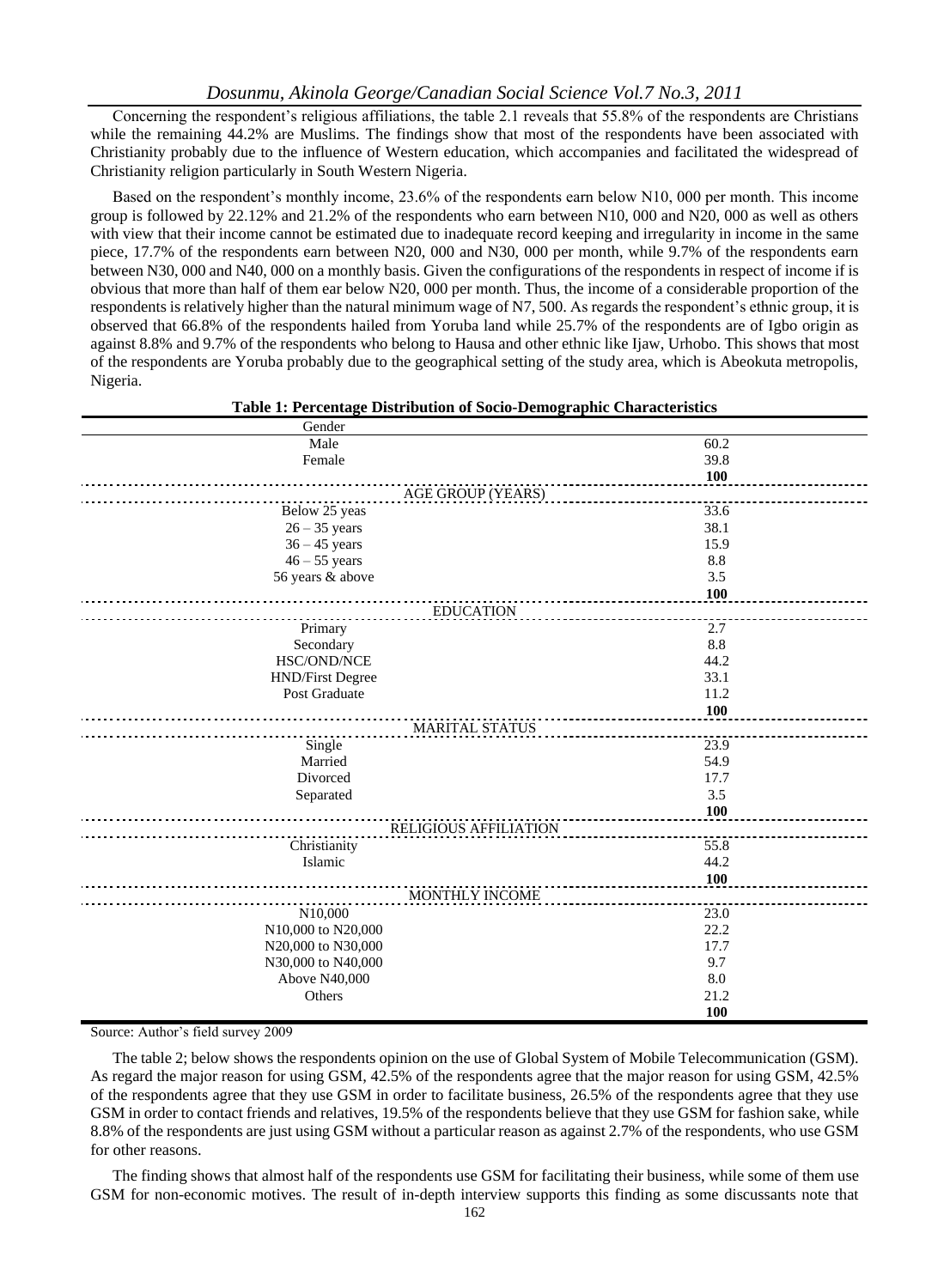Concerning the respondent's religious affiliations, the table 2.1 reveals that 55.8% of the respondents are Christians while the remaining 44.2% are Muslims. The findings show that most of the respondents have been associated with Christianity probably due to the influence of Western education, which accompanies and facilitated the widespread of Christianity religion particularly in South Western Nigeria.

Based on the respondent's monthly income, 23.6% of the respondents earn below N10, 000 per month. This income group is followed by 22.12% and 21.2% of the respondents who earn between N10, 000 and N20, 000 as well as others with view that their income cannot be estimated due to inadequate record keeping and irregularity in income in the same piece, 17.7% of the respondents earn between N20, 000 and N30, 000 per month, while 9.7% of the respondents earn between N30, 000 and N40, 000 on a monthly basis. Given the configurations of the respondents in respect of income if is obvious that more than half of them ear below N20, 000 per month. Thus, the income of a considerable proportion of the respondents is relatively higher than the natural minimum wage of N7, 500. As regards the respondent's ethnic group, it is observed that 66.8% of the respondents hailed from Yoruba land while 25.7% of the respondents are of Igbo origin as against 8.8% and 9.7% of the respondents who belong to Hausa and other ethnic like Ijaw, Urhobo. This shows that most of the respondents are Yoruba probably due to the geographical setting of the study area, which is Abeokuta metropolis, Nigeria.

**Table 1: Percentage Distribution of Socio-Demographic Characteristics**

| Gender | |
|---|---|
| Male | 60.2 |
| Female | 39.8 |
| | **100** |
| **AGE GROUP (YEARS)** | |
| Below 25 yeas | 33.6 |
| 26 – 35 years | 38.1 |
| 36 – 45 years | 15.9 |
| 46 – 55 years | 8.8 |
| 56 years & above | 3.5 |
| | **100** |
| **EDUCATION** | |
| Primary | 2.7 |
| Secondary | 8.8 |
| HSC/OND/NCE | 44.2 |
| HND/First Degree | 33.1 |
| Post Graduate | 11.2 |
| | **100** |
| **MARITAL STATUS** | |
| Single | 23.9 |
| Married | 54.9 |
| Divorced | 17.7 |
| Separated | 3.5 |
| | **100** |
| **RELIGIOUS AFFILIATION** | |
| Christianity | 55.8 |
| Islamic | 44.2 |
| | **100** |
| **MONTHLY INCOME** | |
| N10,000 | 23.0 |
| N10,000 to N20,000 | 22.2 |
| N20,000 to N30,000 | 17.7 |
| N30,000 to N40,000 | 9.7 |
| Above N40,000 | 8.0 |
| Others | 21.2 |
| | **100** |

Source: Author's field survey 2009

The table 2; below shows the respondents opinion on the use of Global System of Mobile Telecommunication (GSM). As regard the major reason for using GSM, 42.5% of the respondents agree that the major reason for using GSM, 42.5% of the respondents agree that they use GSM in order to facilitate business, 26.5% of the respondents agree that they use GSM in order to contact friends and relatives, 19.5% of the respondents believe that they use GSM for fashion sake, while 8.8% of the respondents are just using GSM without a particular reason as against 2.7% of the respondents, who use GSM for other reasons.

The finding shows that almost half of the respondents use GSM for facilitating their business, while some of them use GSM for non-economic motives. The result of in-depth interview supports this finding as some discussants note that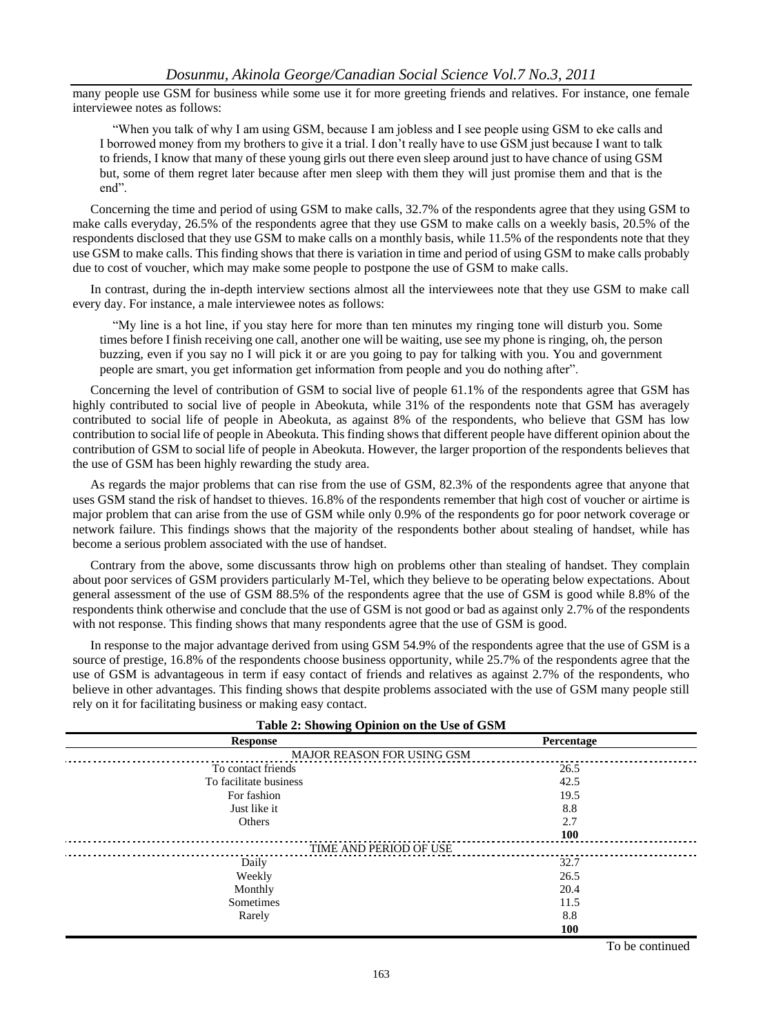many people use GSM for business while some use it for more greeting friends and relatives. For instance, one female interviewee notes as follows:

> "When you talk of why I am using GSM, because I am jobless and I see people using GSM to eke calls and I borrowed money from my brothers to give it a trial. I don't really have to use GSM just because I want to talk to friends, I know that many of these young girls out there even sleep around just to have chance of using GSM but, some of them regret later because after men sleep with them they will just promise them and that is the end".

Concerning the time and period of using GSM to make calls, 32.7% of the respondents agree that they using GSM to make calls everyday, 26.5% of the respondents agree that they use GSM to make calls on a weekly basis, 20.5% of the respondents disclosed that they use GSM to make calls on a monthly basis, while 11.5% of the respondents note that they use GSM to make calls. This finding shows that there is variation in time and period of using GSM to make calls probably due to cost of voucher, which may make some people to postpone the use of GSM to make calls.

In contrast, during the in-depth interview sections almost all the interviewees note that they use GSM to make call every day. For instance, a male interviewee notes as follows:

> "My line is a hot line, if you stay here for more than ten minutes my ringing tone will disturb you. Some times before I finish receiving one call, another one will be waiting, use see my phone is ringing, oh, the person buzzing, even if you say no I will pick it or are you going to pay for talking with you. You and government people are smart, you get information get information from people and you do nothing after".

Concerning the level of contribution of GSM to social live of people 61.1% of the respondents agree that GSM has highly contributed to social live of people in Abeokuta, while 31% of the respondents note that GSM has averagely contributed to social life of people in Abeokuta, as against 8% of the respondents, who believe that GSM has low contribution to social life of people in Abeokuta. This finding shows that different people have different opinion about the contribution of GSM to social life of people in Abeokuta. However, the larger proportion of the respondents believes that the use of GSM has been highly rewarding the study area.

As regards the major problems that can rise from the use of GSM, 82.3% of the respondents agree that anyone that uses GSM stand the risk of handset to thieves. 16.8% of the respondents remember that high cost of voucher or airtime is major problem that can arise from the use of GSM while only 0.9% of the respondents go for poor network coverage or network failure. This findings shows that the majority of the respondents bother about stealing of handset, while has become a serious problem associated with the use of handset.

Contrary from the above, some discussants throw high on problems other than stealing of handset. They complain about poor services of GSM providers particularly M-Tel, which they believe to be operating below expectations. About general assessment of the use of GSM 88.5% of the respondents agree that the use of GSM is good while 8.8% of the respondents think otherwise and conclude that the use of GSM is not good or bad as against only 2.7% of the respondents with not response. This finding shows that many respondents agree that the use of GSM is good.

In response to the major advantage derived from using GSM 54.9% of the respondents agree that the use of GSM is a source of prestige, 16.8% of the respondents choose business opportunity, while 25.7% of the respondents agree that the use of GSM is advantageous in term if easy contact of friends and relatives as against 2.7% of the respondents, who believe in other advantages. This finding shows that despite problems associated with the use of GSM many people still rely on it for facilitating business or making easy contact.

**Table 2: Showing Opinion on the Use of GSM**

| Response | Percentage |
|---|---|
| MAJOR REASON FOR USING GSM | |
| To contact friends | 26.5 |
| To facilitate business | 42.5 |
| For fashion | 19.5 |
| Just like it | 8.8 |
| Others | 2.7 |
| | **100** |
| TIME AND PERIOD OF USE | |
| Daily | 32.7 |
| Weekly | 26.5 |
| Monthly | 20.4 |
| Sometimes | 11.5 |
| Rarely | 8.8 |
| | **100** |

To be continued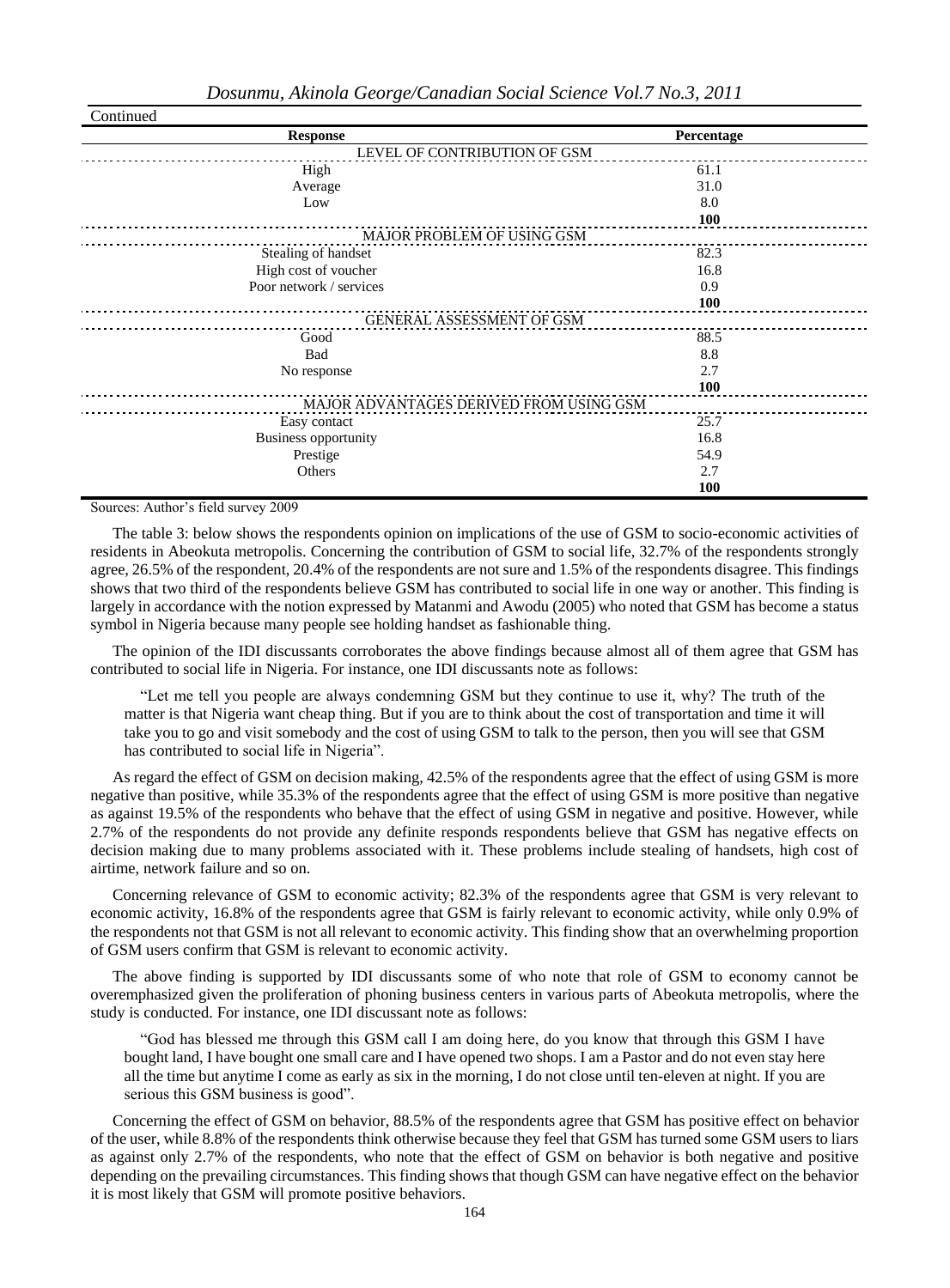Continued

| Response | Percentage |
|---|---|
| LEVEL OF CONTRIBUTION OF GSM | |
| High | 61.1 |
| Average | 31.0 |
| Low | 8.0 |
| | **100** |
| MAJOR PROBLEM OF USING GSM | |
| Stealing of handset | 82.3 |
| High cost of voucher | 16.8 |
| Poor network / services | 0.9 |
| | **100** |
| GENERAL ASSESSMENT OF GSM | |
| Good | 88.5 |
| Bad | 8.8 |
| No response | 2.7 |
| | **100** |
| MAJOR ADVANTAGES DERIVED FROM USING GSM | |
| Easy contact | 25.7 |
| Business opportunity | 16.8 |
| Prestige | 54.9 |
| Others | 2.7 |
| | **100** |

Sources: Author's field survey 2009

The table 3: below shows the respondents opinion on implications of the use of GSM to socio-economic activities of residents in Abeokuta metropolis. Concerning the contribution of GSM to social life, 32.7% of the respondents strongly agree, 26.5% of the respondent, 20.4% of the respondents are not sure and 1.5% of the respondents disagree. This findings shows that two third of the respondents believe GSM has contributed to social life in one way or another. This finding is largely in accordance with the notion expressed by Matanmi and Awodu (2005) who noted that GSM has become a status symbol in Nigeria because many people see holding handset as fashionable thing.

The opinion of the IDI discussants corroborates the above findings because almost all of them agree that GSM has contributed to social life in Nigeria. For instance, one IDI discussants note as follows:

> "Let me tell you people are always condemning GSM but they continue to use it, why? The truth of the matter is that Nigeria want cheap thing. But if you are to think about the cost of transportation and time it will take you to go and visit somebody and the cost of using GSM to talk to the person, then you will see that GSM has contributed to social life in Nigeria".

As regard the effect of GSM on decision making, 42.5% of the respondents agree that the effect of using GSM is more negative than positive, while 35.3% of the respondents agree that the effect of using GSM is more positive than negative as against 19.5% of the respondents who behave that the effect of using GSM in negative and positive. However, while 2.7% of the respondents do not provide any definite responds respondents believe that GSM has negative effects on decision making due to many problems associated with it. These problems include stealing of handsets, high cost of airtime, network failure and so on.

Concerning relevance of GSM to economic activity; 82.3% of the respondents agree that GSM is very relevant to economic activity, 16.8% of the respondents agree that GSM is fairly relevant to economic activity, while only 0.9% of the respondents not that GSM is not all relevant to economic activity. This finding show that an overwhelming proportion of GSM users confirm that GSM is relevant to economic activity.

The above finding is supported by IDI discussants some of who note that role of GSM to economy cannot be overemphasized given the proliferation of phoning business centers in various parts of Abeokuta metropolis, where the study is conducted. For instance, one IDI discussant note as follows:

> "God has blessed me through this GSM call I am doing here, do you know that through this GSM I have bought land, I have bought one small care and I have opened two shops. I am a Pastor and do not even stay here all the time but anytime I come as early as six in the morning, I do not close until ten-eleven at night. If you are serious this GSM business is good".

Concerning the effect of GSM on behavior, 88.5% of the respondents agree that GSM has positive effect on behavior of the user, while 8.8% of the respondents think otherwise because they feel that GSM has turned some GSM users to liars as against only 2.7% of the respondents, who note that the effect of GSM on behavior is both negative and positive depending on the prevailing circumstances. This finding shows that though GSM can have negative effect on the behavior it is most likely that GSM will promote positive behaviors.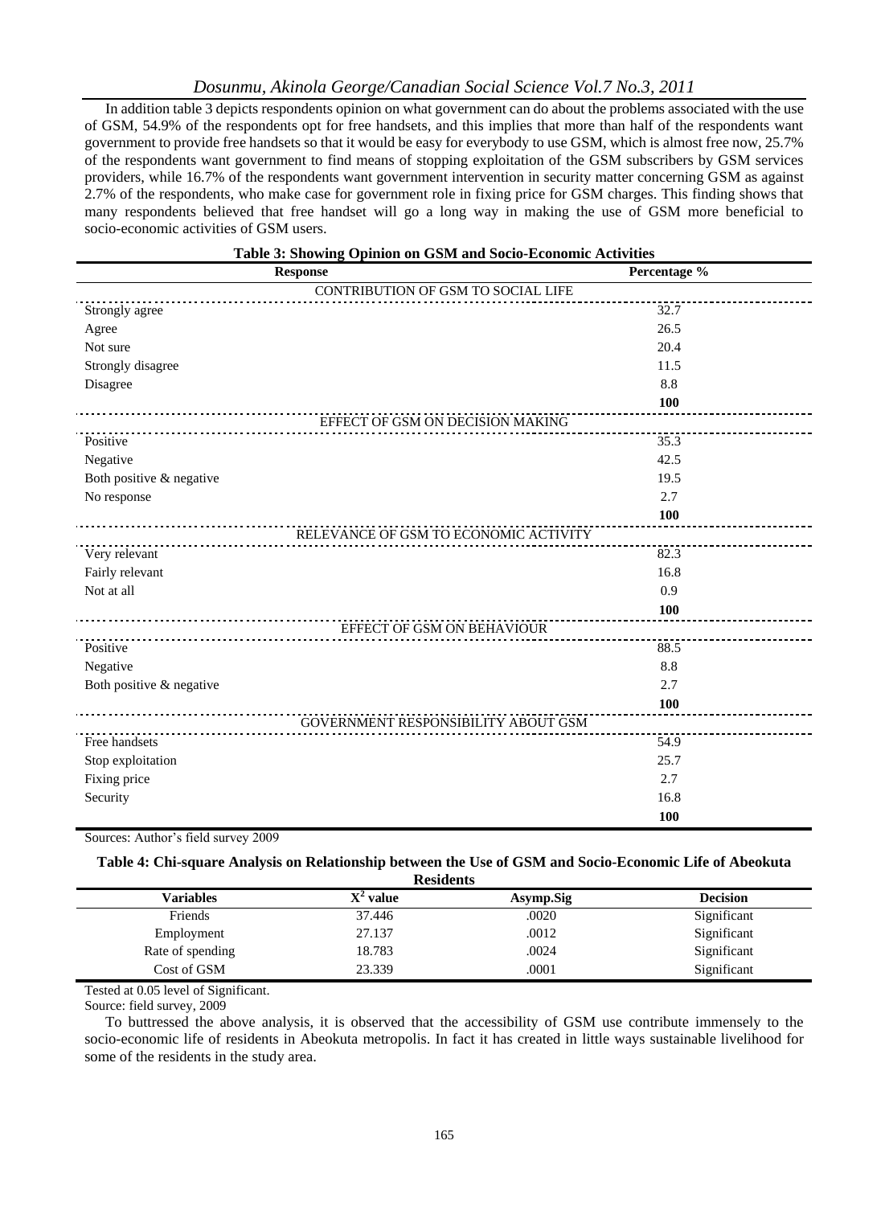In addition table 3 depicts respondents opinion on what government can do about the problems associated with the use of GSM, 54.9% of the respondents opt for free handsets, and this implies that more than half of the respondents want government to provide free handsets so that it would be easy for everybody to use GSM, which is almost free now, 25.7% of the respondents want government to find means of stopping exploitation of the GSM subscribers by GSM services providers, while 16.7% of the respondents want government intervention in security matter concerning GSM as against 2.7% of the respondents, who make case for government role in fixing price for GSM charges. This finding shows that many respondents believed that free handset will go a long way in making the use of GSM more beneficial to socio-economic activities of GSM users.

**Table 3: Showing Opinion on GSM and Socio-Economic Activities**

| Response | Percentage % |
|---|---|
| CONTRIBUTION OF GSM TO SOCIAL LIFE | |
| Strongly agree | 32.7 |
| Agree | 26.5 |
| Not sure | 20.4 |
| Strongly disagree | 11.5 |
| Disagree | 8.8 |
| | **100** |
| EFFECT OF GSM ON DECISION MAKING | |
| Positive | 35.3 |
| Negative | 42.5 |
| Both positive & negative | 19.5 |
| No response | 2.7 |
| | **100** |
| RELEVANCE OF GSM TO ECONOMIC ACTIVITY | |
| Very relevant | 82.3 |
| Fairly relevant | 16.8 |
| Not at all | 0.9 |
| | **100** |
| EFFECT OF GSM ON BEHAVIOUR | |
| Positive | 88.5 |
| Negative | 8.8 |
| Both positive & negative | 2.7 |
| | **100** |
| GOVERNMENT RESPONSIBILITY ABOUT GSM | |
| Free handsets | 54.9 |
| Stop exploitation | 25.7 |
| Fixing price | 2.7 |
| Security | 16.8 |
| | **100** |

Sources: Author's field survey 2009

**Table 4: Chi-square Analysis on Relationship between the Use of GSM and Socio-Economic Life of Abeokuta Residents**

| Variables | $X^2$ value | Asymp.Sig | Decision |
|---|---|---|---|
| Friends | 37.446 | .0020 | Significant |
| Employment | 27.137 | .0012 | Significant |
| Rate of spending | 18.783 | .0024 | Significant |
| Cost of GSM | 23.339 | .0001 | Significant |

Tested at 0.05 level of Significant.

Source: field survey, 2009

To buttressed the above analysis, it is observed that the accessibility of GSM use contribute immensely to the socio-economic life of residents in Abeokuta metropolis. In fact it has created in little ways sustainable livelihood for some of the residents in the study area.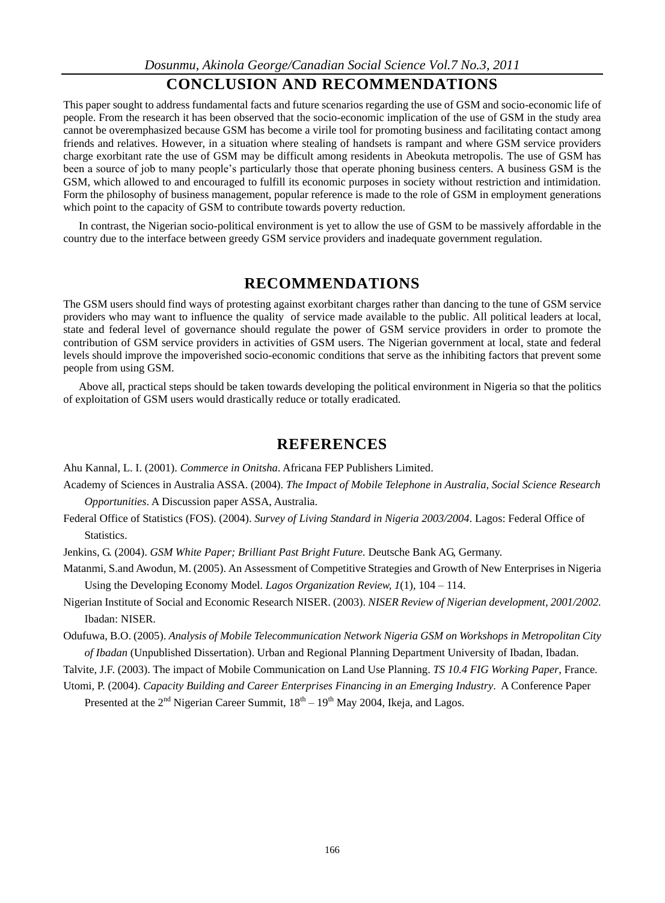## CONCLUSION AND RECOMMENDATIONS

This paper sought to address fundamental facts and future scenarios regarding the use of GSM and socio-economic life of people. From the research it has been observed that the socio-economic implication of the use of GSM in the study area cannot be overemphasized because GSM has become a virile tool for promoting business and facilitating contact among friends and relatives. However, in a situation where stealing of handsets is rampant and where GSM service providers charge exorbitant rate the use of GSM may be difficult among residents in Abeokuta metropolis. The use of GSM has been a source of job to many people's particularly those that operate phoning business centers. A business GSM is the GSM, which allowed to and encouraged to fulfill its economic purposes in society without restriction and intimidation. Form the philosophy of business management, popular reference is made to the role of GSM in employment generations which point to the capacity of GSM to contribute towards poverty reduction.

In contrast, the Nigerian socio-political environment is yet to allow the use of GSM to be massively affordable in the country due to the interface between greedy GSM service providers and inadequate government regulation.

## RECOMMENDATIONS

The GSM users should find ways of protesting against exorbitant charges rather than dancing to the tune of GSM service providers who may want to influence the quality of service made available to the public. All political leaders at local, state and federal level of governance should regulate the power of GSM service providers in order to promote the contribution of GSM service providers in activities of GSM users. The Nigerian government at local, state and federal levels should improve the impoverished socio-economic conditions that serve as the inhibiting factors that prevent some people from using GSM.

Above all, practical steps should be taken towards developing the political environment in Nigeria so that the politics of exploitation of GSM users would drastically reduce or totally eradicated.

## REFERENCES

Ahu Kannal, L. I. (2001). *Commerce in Onitsha*. Africana FEP Publishers Limited.

Academy of Sciences in Australia ASSA. (2004). *The Impact of Mobile Telephone in Australia, Social Science Research Opportunities*. A Discussion paper ASSA, Australia.

Federal Office of Statistics (FOS). (2004). *Survey of Living Standard in Nigeria 2003/2004*. Lagos: Federal Office of Statistics.

Jenkins, G. (2004). *GSM White Paper; Brilliant Past Bright Future.* Deutsche Bank AG, Germany.

Matanmi, S.and Awodun, M. (2005). An Assessment of Competitive Strategies and Growth of New Enterprises in Nigeria Using the Developing Economy Model. *Lagos Organization Review, 1*(1), 104 – 114.

Nigerian Institute of Social and Economic Research NISER. (2003). *NISER Review of Nigerian development, 2001/2002.* Ibadan: NISER.

Odufuwa, B.O. (2005). *Analysis of Mobile Telecommunication Network Nigeria GSM on Workshops in Metropolitan City of Ibadan* (Unpublished Dissertation). Urban and Regional Planning Department University of Ibadan, Ibadan.

Talvite, J.F. (2003). The impact of Mobile Communication on Land Use Planning. *TS 10.4 FIG Working Paper*, France.

Utomi, P. (2004). *Capacity Building and Career Enterprises Financing in an Emerging Industry*. A Conference Paper Presented at the 2nd Nigerian Career Summit, 18th – 19th May 2004, Ikeja, and Lagos.